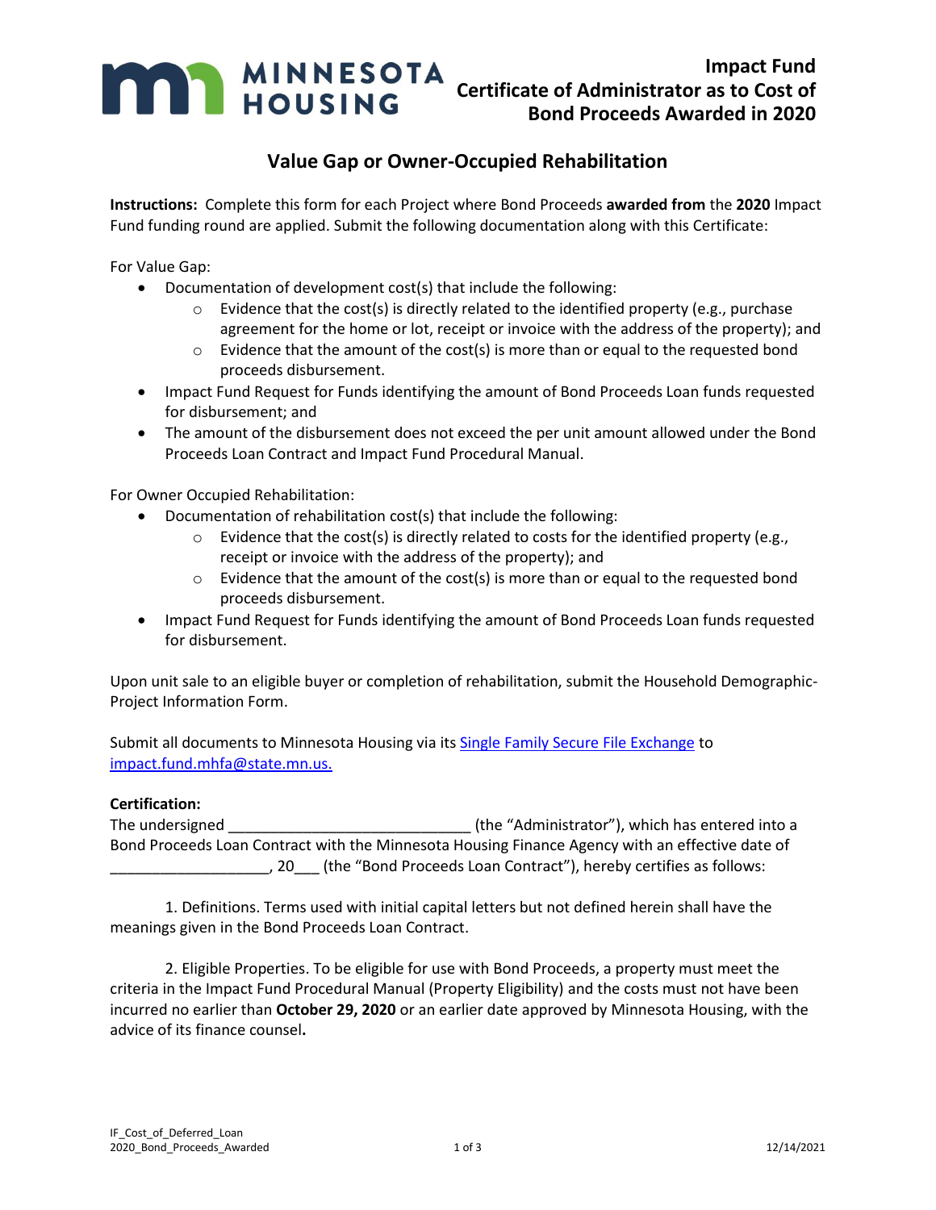# Impact Fund Certificate of Administrator as to Cost of Bond Proceeds Awarded in 2020

## Value Gap or Owner-Occupied Rehabilitation

**Instructions:** Complete this form for each Project where Bond Proceeds **awarded from** the **2020** Impact Fund funding round are applied. Submit the following documentation along with this Certificate:

For Value Gap:

- Documentation of development cost(s) that include the following:
  - Evidence that the cost(s) is directly related to the identified property (e.g., purchase agreement for the home or lot, receipt or invoice with the address of the property); and
  - Evidence that the amount of the cost(s) is more than or equal to the requested bond proceeds disbursement.
- Impact Fund Request for Funds identifying the amount of Bond Proceeds Loan funds requested for disbursement; and
- The amount of the disbursement does not exceed the per unit amount allowed under the Bond Proceeds Loan Contract and Impact Fund Procedural Manual.

For Owner Occupied Rehabilitation:

- Documentation of rehabilitation cost(s) that include the following:
  - Evidence that the cost(s) is directly related to costs for the identified property (e.g., receipt or invoice with the address of the property); and
  - Evidence that the amount of the cost(s) is more than or equal to the requested bond proceeds disbursement.
- Impact Fund Request for Funds identifying the amount of Bond Proceeds Loan funds requested for disbursement.

Upon unit sale to an eligible buyer or completion of rehabilitation, submit the Household Demographic-Project Information Form.

Submit all documents to Minnesota Housing via its [Single Family Secure File Exchange](#) to impact.fund.mhfa@state.mn.us.

**Certification:**

The undersigned _____________________________ (the "Administrator"), which has entered into a Bond Proceeds Loan Contract with the Minnesota Housing Finance Agency with an effective date of ___________________, 20___ (the "Bond Proceeds Loan Contract"), hereby certifies as follows:

1. Definitions. Terms used with initial capital letters but not defined herein shall have the meanings given in the Bond Proceeds Loan Contract.

2. Eligible Properties. To be eligible for use with Bond Proceeds, a property must meet the criteria in the Impact Fund Procedural Manual (Property Eligibility) and the costs must not have been incurred no earlier than **October 29, 2020** or an earlier date approved by Minnesota Housing, with the advice of its finance counsel**.**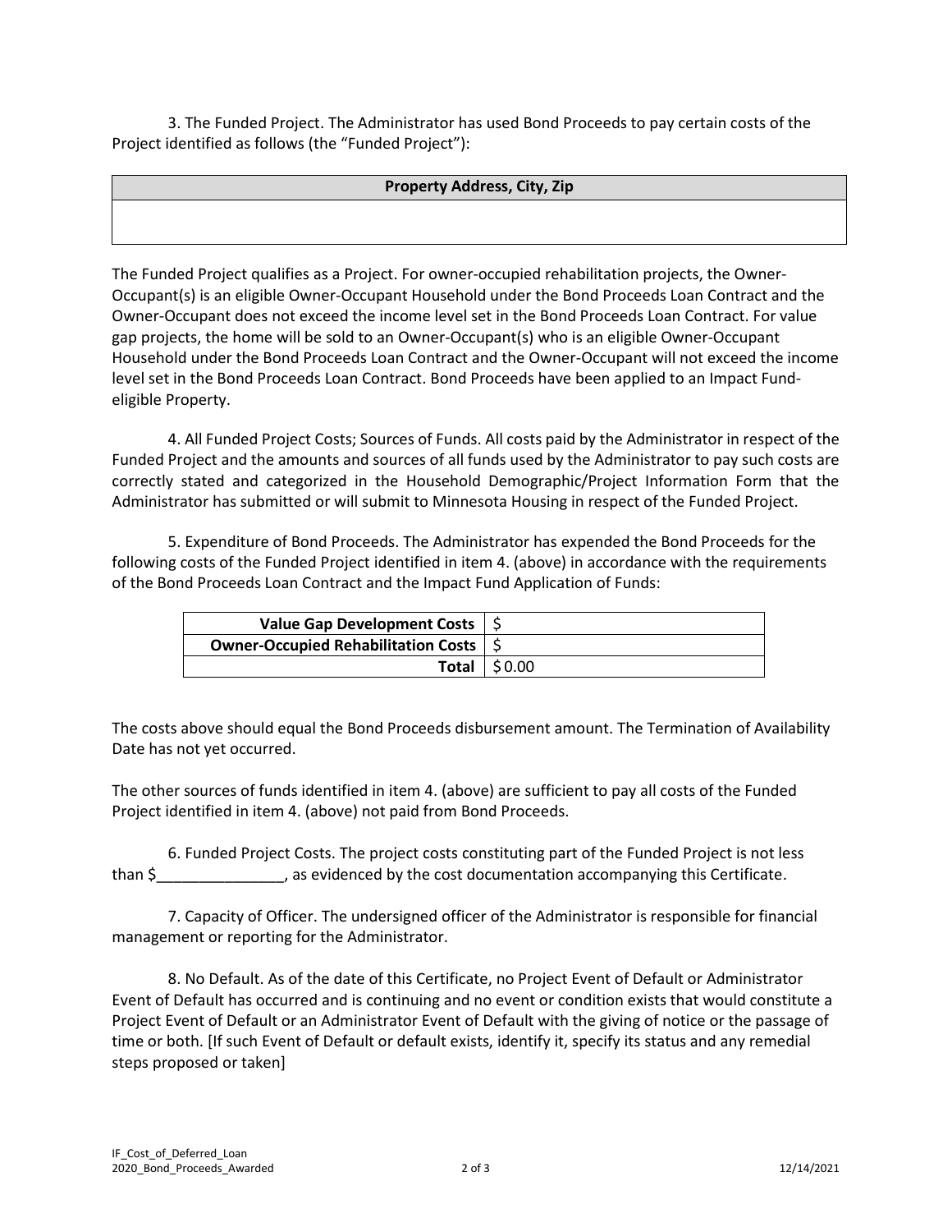3. The Funded Project. The Administrator has used Bond Proceeds to pay certain costs of the Project identified as follows (the "Funded Project"):

| Property Address, City, Zip |
|---|
| |

The Funded Project qualifies as a Project. For owner-occupied rehabilitation projects, the Owner-Occupant(s) is an eligible Owner-Occupant Household under the Bond Proceeds Loan Contract and the Owner-Occupant does not exceed the income level set in the Bond Proceeds Loan Contract. For value gap projects, the home will be sold to an Owner-Occupant(s) who is an eligible Owner-Occupant Household under the Bond Proceeds Loan Contract and the Owner-Occupant will not exceed the income level set in the Bond Proceeds Loan Contract. Bond Proceeds have been applied to an Impact Fund-eligible Property.

4. All Funded Project Costs; Sources of Funds. All costs paid by the Administrator in respect of the Funded Project and the amounts and sources of all funds used by the Administrator to pay such costs are correctly stated and categorized in the Household Demographic/Project Information Form that the Administrator has submitted or will submit to Minnesota Housing in respect of the Funded Project.

5. Expenditure of Bond Proceeds. The Administrator has expended the Bond Proceeds for the following costs of the Funded Project identified in item 4. (above) in accordance with the requirements of the Bond Proceeds Loan Contract and the Impact Fund Application of Funds:

| | |
|---|---|
| **Value Gap Development Costs** | $ |
| **Owner-Occupied Rehabilitation Costs** | $ |
| **Total** | $ 0.00 |

The costs above should equal the Bond Proceeds disbursement amount. The Termination of Availability Date has not yet occurred.

The other sources of funds identified in item 4. (above) are sufficient to pay all costs of the Funded Project identified in item 4. (above) not paid from Bond Proceeds.

6. Funded Project Costs. The project costs constituting part of the Funded Project is not less than $_______________, as evidenced by the cost documentation accompanying this Certificate.

7. Capacity of Officer. The undersigned officer of the Administrator is responsible for financial management or reporting for the Administrator.

8. No Default. As of the date of this Certificate, no Project Event of Default or Administrator Event of Default has occurred and is continuing and no event or condition exists that would constitute a Project Event of Default or an Administrator Event of Default with the giving of notice or the passage of time or both. [If such Event of Default or default exists, identify it, specify its status and any remedial steps proposed or taken]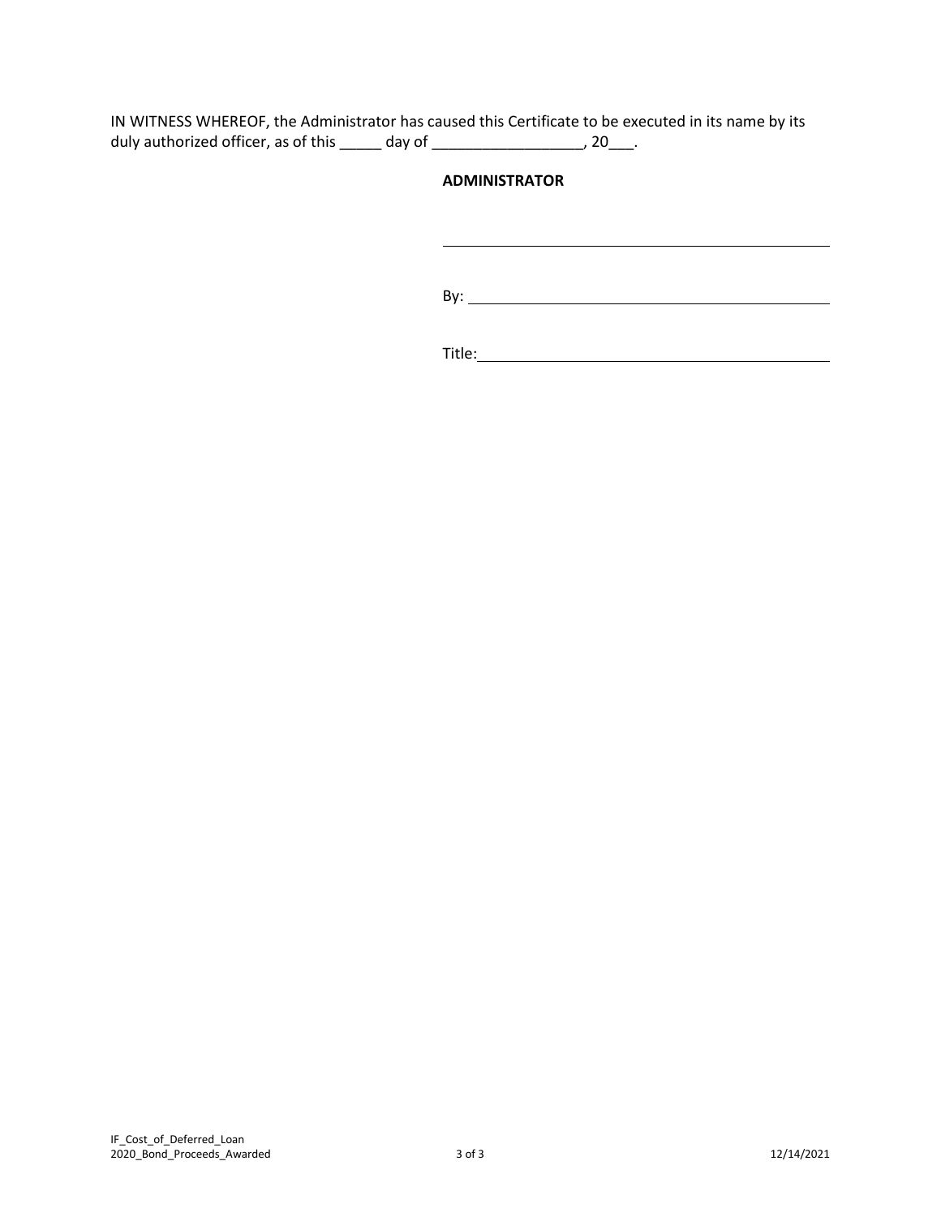IN WITNESS WHEREOF, the Administrator has caused this Certificate to be executed in its name by its duly authorized officer, as of this _____ day of __________________, 20___.

**ADMINISTRATOR**

_______________________________________________

By: ____________________________________________

Title: __________________________________________